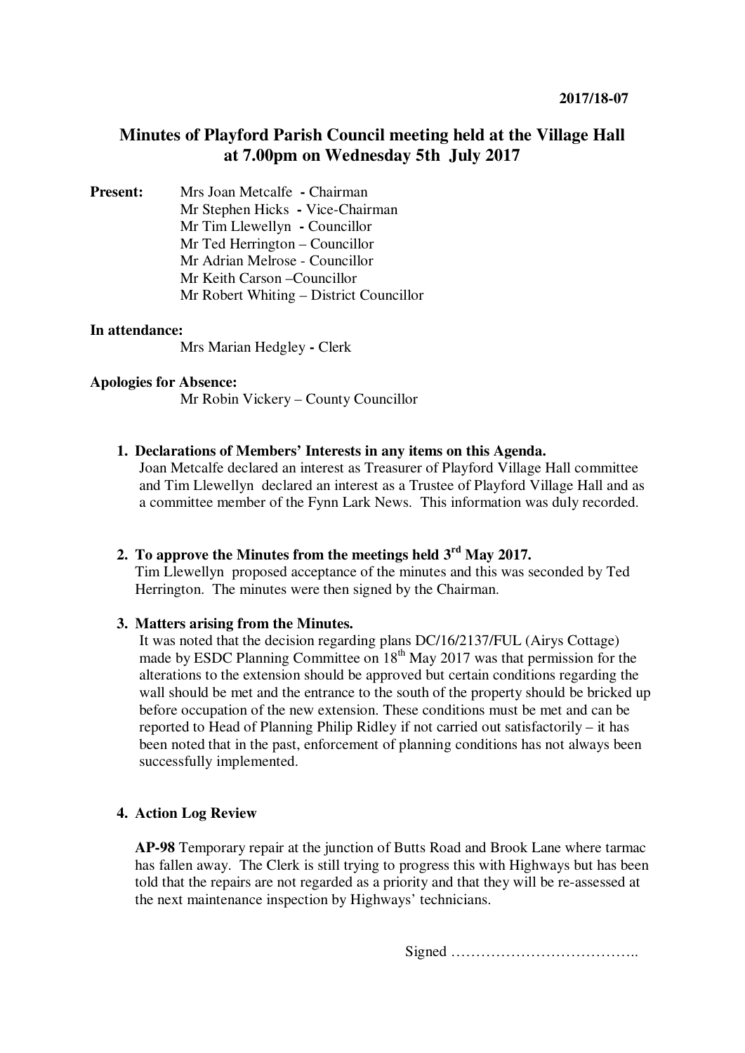**2017/18-07**

# Minutes of Playford Parish Council meeting held at the Village Hall at 7.00pm on Wednesday 5th July 2017

**Present:**
Mrs Joan Metcalfe - Chairman
Mr Stephen Hicks - Vice-Chairman
Mr Tim Llewellyn - Councillor
Mr Ted Herrington – Councillor
Mr Adrian Melrose - Councillor
Mr Keith Carson –Councillor
Mr Robert Whiting – District Councillor

**In attendance:**
Mrs Marian Hedgley - Clerk

**Apologies for Absence:**
Mr Robin Vickery – County Councillor

1. **Declarations of Members' Interests in any items on this Agenda.**
   Joan Metcalfe declared an interest as Treasurer of Playford Village Hall committee and Tim Llewellyn declared an interest as a Trustee of Playford Village Hall and as a committee member of the Fynn Lark News. This information was duly recorded.

2. **To approve the Minutes from the meetings held 3rd May 2017.**
   Tim Llewellyn proposed acceptance of the minutes and this was seconded by Ted Herrington. The minutes were then signed by the Chairman.

3. **Matters arising from the Minutes.**
   It was noted that the decision regarding plans DC/16/2137/FUL (Airys Cottage) made by ESDC Planning Committee on 18th May 2017 was that permission for the alterations to the extension should be approved but certain conditions regarding the wall should be met and the entrance to the south of the property should be bricked up before occupation of the new extension. These conditions must be met and can be reported to Head of Planning Philip Ridley if not carried out satisfactorily – it has been noted that in the past, enforcement of planning conditions has not always been successfully implemented.

4. **Action Log Review**

   **AP-98** Temporary repair at the junction of Butts Road and Brook Lane where tarmac has fallen away. The Clerk is still trying to progress this with Highways but has been told that the repairs are not regarded as a priority and that they will be re-assessed at the next maintenance inspection by Highways' technicians.

Signed ………………………………..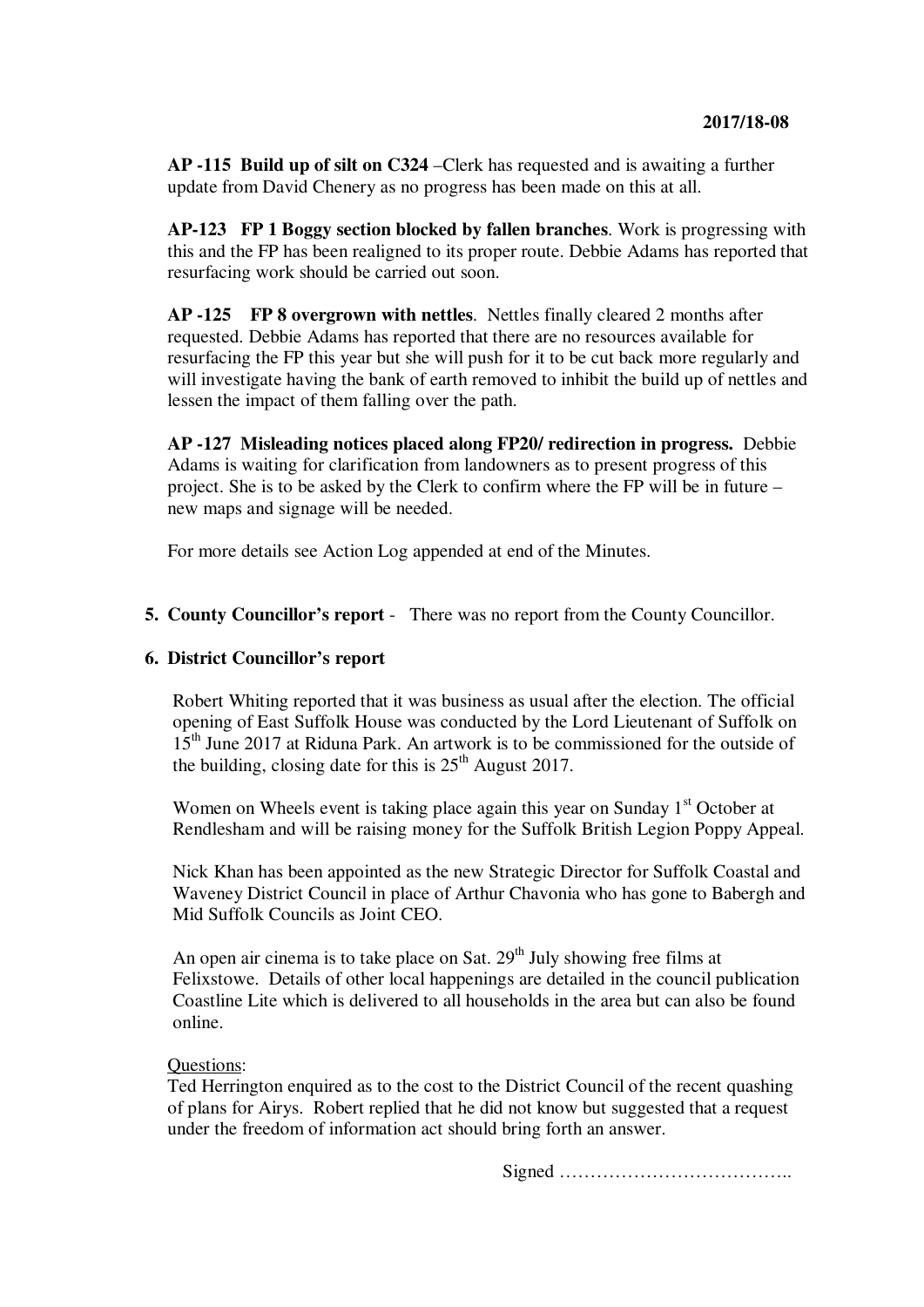**AP -115 Build up of silt on C324** –Clerk has requested and is awaiting a further update from David Chenery as no progress has been made on this at all.

**AP-123 FP 1 Boggy section blocked by fallen branches**. Work is progressing with this and the FP has been realigned to its proper route. Debbie Adams has reported that resurfacing work should be carried out soon.

**AP -125 FP 8 overgrown with nettles**. Nettles finally cleared 2 months after requested. Debbie Adams has reported that there are no resources available for resurfacing the FP this year but she will push for it to be cut back more regularly and will investigate having the bank of earth removed to inhibit the build up of nettles and lessen the impact of them falling over the path.

**AP -127 Misleading notices placed along FP20/ redirection in progress.** Debbie Adams is waiting for clarification from landowners as to present progress of this project. She is to be asked by the Clerk to confirm where the FP will be in future – new maps and signage will be needed.

For more details see Action Log appended at end of the Minutes.

5. **County Councillor's report** - There was no report from the County Councillor.

6. **District Councillor's report**

Robert Whiting reported that it was business as usual after the election. The official opening of East Suffolk House was conducted by the Lord Lieutenant of Suffolk on 15th June 2017 at Riduna Park. An artwork is to be commissioned for the outside of the building, closing date for this is 25th August 2017.

Women on Wheels event is taking place again this year on Sunday 1st October at Rendlesham and will be raising money for the Suffolk British Legion Poppy Appeal.

Nick Khan has been appointed as the new Strategic Director for Suffolk Coastal and Waveney District Council in place of Arthur Chavonia who has gone to Babergh and Mid Suffolk Councils as Joint CEO.

An open air cinema is to take place on Sat. 29th July showing free films at Felixstowe. Details of other local happenings are detailed in the council publication Coastline Lite which is delivered to all households in the area but can also be found online.

Questions:
Ted Herrington enquired as to the cost to the District Council of the recent quashing of plans for Airys. Robert replied that he did not know but suggested that a request under the freedom of information act should bring forth an answer.

Signed ………………………………..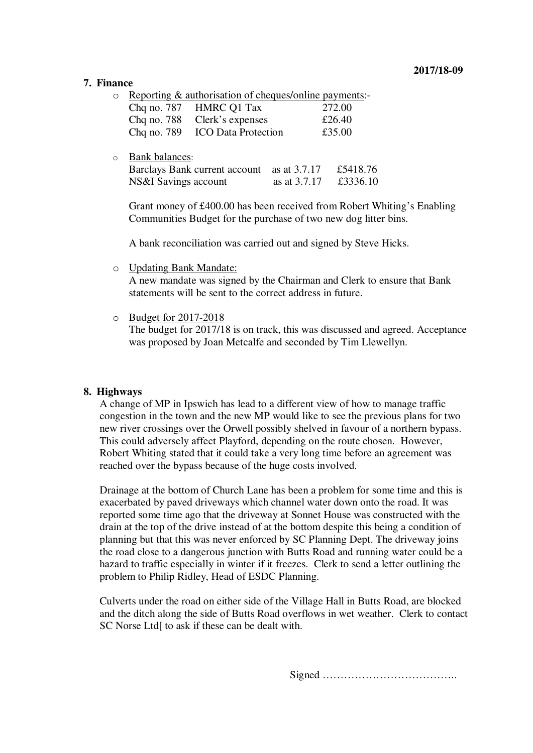2017/18-09

## 7. Finance

- Reporting & authorisation of cheques/online payments:-

| | | |
|---|---|---|
| Chq no. 787 | HMRC Q1 Tax | 272.00 |
| Chq no. 788 | Clerk's expenses | £26.40 |
| Chq no. 789 | ICO Data Protection | £35.00 |

- Bank balances:

| | | |
|---|---|---|
| Barclays Bank current account | as at 3.7.17 | £5418.76 |
| NS&I Savings account | as at 3.7.17 | £3336.10 |

  Grant money of £400.00 has been received from Robert Whiting's Enabling Communities Budget for the purchase of two new dog litter bins.

  A bank reconciliation was carried out and signed by Steve Hicks.

- Updating Bank Mandate:
  A new mandate was signed by the Chairman and Clerk to ensure that Bank statements will be sent to the correct address in future.

- Budget for 2017-2018
  The budget for 2017/18 is on track, this was discussed and agreed. Acceptance was proposed by Joan Metcalfe and seconded by Tim Llewellyn.

## 8. Highways

A change of MP in Ipswich has lead to a different view of how to manage traffic congestion in the town and the new MP would like to see the previous plans for two new river crossings over the Orwell possibly shelved in favour of a northern bypass. This could adversely affect Playford, depending on the route chosen. However, Robert Whiting stated that it could take a very long time before an agreement was reached over the bypass because of the huge costs involved.

Drainage at the bottom of Church Lane has been a problem for some time and this is exacerbated by paved driveways which channel water down onto the road. It was reported some time ago that the driveway at Sonnet House was constructed with the drain at the top of the drive instead of at the bottom despite this being a condition of planning but that this was never enforced by SC Planning Dept. The driveway joins the road close to a dangerous junction with Butts Road and running water could be a hazard to traffic especially in winter if it freezes. Clerk to send a letter outlining the problem to Philip Ridley, Head of ESDC Planning.

Culverts under the road on either side of the Village Hall in Butts Road, are blocked and the ditch along the side of Butts Road overflows in wet weather. Clerk to contact SC Norse Ltd[ to ask if these can be dealt with.

Signed ………………………………..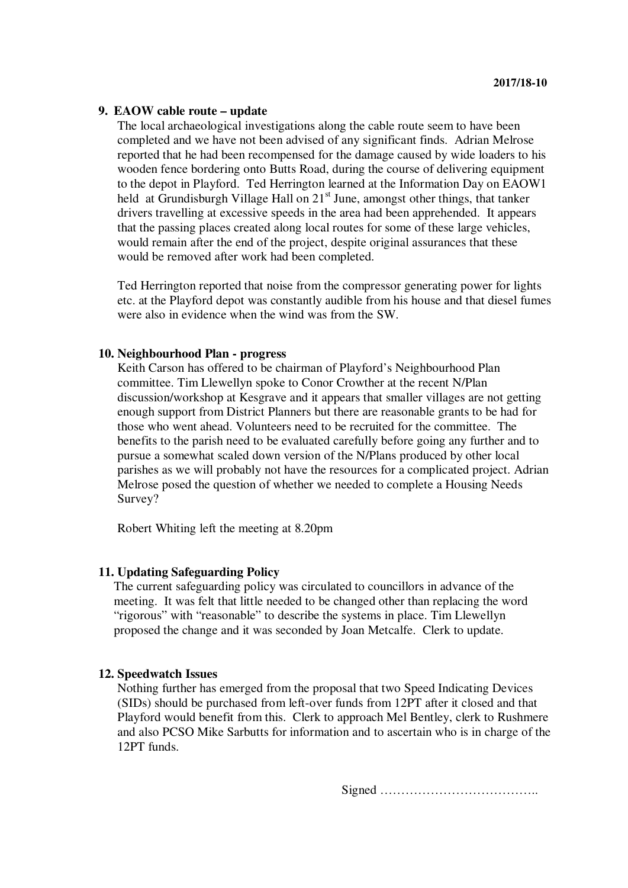2017/18-10

**9. EAOW cable route – update**

The local archaeological investigations along the cable route seem to have been completed and we have not been advised of any significant finds. Adrian Melrose reported that he had been recompensed for the damage caused by wide loaders to his wooden fence bordering onto Butts Road, during the course of delivering equipment to the depot in Playford. Ted Herrington learned at the Information Day on EAOW1 held at Grundisburgh Village Hall on 21st June, amongst other things, that tanker drivers travelling at excessive speeds in the area had been apprehended. It appears that the passing places created along local routes for some of these large vehicles, would remain after the end of the project, despite original assurances that these would be removed after work had been completed.

Ted Herrington reported that noise from the compressor generating power for lights etc. at the Playford depot was constantly audible from his house and that diesel fumes were also in evidence when the wind was from the SW.

**10. Neighbourhood Plan - progress**

Keith Carson has offered to be chairman of Playford's Neighbourhood Plan committee. Tim Llewellyn spoke to Conor Crowther at the recent N/Plan discussion/workshop at Kesgrave and it appears that smaller villages are not getting enough support from District Planners but there are reasonable grants to be had for those who went ahead. Volunteers need to be recruited for the committee. The benefits to the parish need to be evaluated carefully before going any further and to pursue a somewhat scaled down version of the N/Plans produced by other local parishes as we will probably not have the resources for a complicated project. Adrian Melrose posed the question of whether we needed to complete a Housing Needs Survey?

Robert Whiting left the meeting at 8.20pm

**11. Updating Safeguarding Policy**

The current safeguarding policy was circulated to councillors in advance of the meeting. It was felt that little needed to be changed other than replacing the word "rigorous" with "reasonable" to describe the systems in place. Tim Llewellyn proposed the change and it was seconded by Joan Metcalfe. Clerk to update.

**12. Speedwatch Issues**

Nothing further has emerged from the proposal that two Speed Indicating Devices (SIDs) should be purchased from left-over funds from 12PT after it closed and that Playford would benefit from this. Clerk to approach Mel Bentley, clerk to Rushmere and also PCSO Mike Sarbutts for information and to ascertain who is in charge of the 12PT funds.

Signed ………………………………..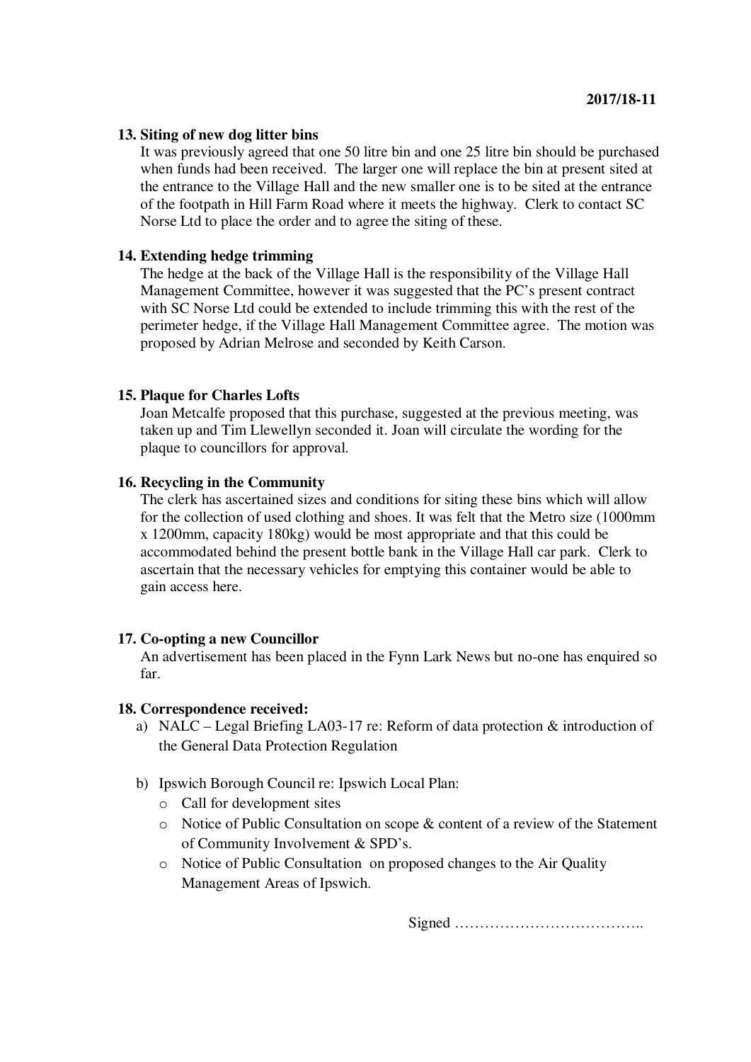**2017/18-11**

**13. Siting of new dog litter bins**

It was previously agreed that one 50 litre bin and one 25 litre bin should be purchased when funds had been received. The larger one will replace the bin at present sited at the entrance to the Village Hall and the new smaller one is to be sited at the entrance of the footpath in Hill Farm Road where it meets the highway. Clerk to contact SC Norse Ltd to place the order and to agree the siting of these.

**14. Extending hedge trimming**

The hedge at the back of the Village Hall is the responsibility of the Village Hall Management Committee, however it was suggested that the PC's present contract with SC Norse Ltd could be extended to include trimming this with the rest of the perimeter hedge, if the Village Hall Management Committee agree. The motion was proposed by Adrian Melrose and seconded by Keith Carson.

**15. Plaque for Charles Lofts**

Joan Metcalfe proposed that this purchase, suggested at the previous meeting, was taken up and Tim Llewellyn seconded it. Joan will circulate the wording for the plaque to councillors for approval.

**16. Recycling in the Community**

The clerk has ascertained sizes and conditions for siting these bins which will allow for the collection of used clothing and shoes. It was felt that the Metro size (1000mm x 1200mm, capacity 180kg) would be most appropriate and that this could be accommodated behind the present bottle bank in the Village Hall car park. Clerk to ascertain that the necessary vehicles for emptying this container would be able to gain access here.

**17. Co-opting a new Councillor**

An advertisement has been placed in the Fynn Lark News but no-one has enquired so far.

**18. Correspondence received:**

a) NALC – Legal Briefing LA03-17 re: Reform of data protection & introduction of the General Data Protection Regulation

b) Ipswich Borough Council re: Ipswich Local Plan:
   - Call for development sites
   - Notice of Public Consultation on scope & content of a review of the Statement of Community Involvement & SPD's.
   - Notice of Public Consultation on proposed changes to the Air Quality Management Areas of Ipswich.

Signed ………………………………..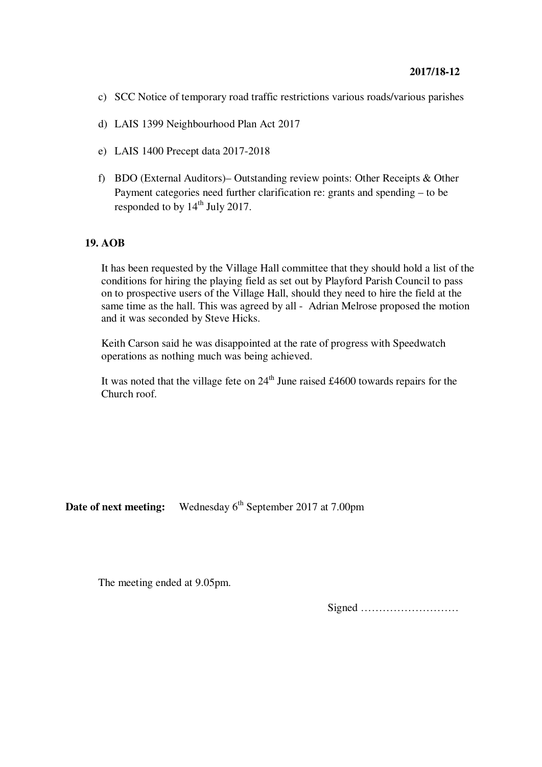c) SCC Notice of temporary road traffic restrictions various roads/various parishes

d) LAIS 1399 Neighbourhood Plan Act 2017

e) LAIS 1400 Precept data 2017-2018

f) BDO (External Auditors)– Outstanding review points: Other Receipts & Other Payment categories need further clarification re: grants and spending – to be responded to by 14th July 2017.

**19. AOB**

It has been requested by the Village Hall committee that they should hold a list of the conditions for hiring the playing field as set out by Playford Parish Council to pass on to prospective users of the Village Hall, should they need to hire the field at the same time as the hall. This was agreed by all - Adrian Melrose proposed the motion and it was seconded by Steve Hicks.

Keith Carson said he was disappointed at the rate of progress with Speedwatch operations as nothing much was being achieved.

It was noted that the village fete on 24th June raised £4600 towards repairs for the Church roof.

**Date of next meeting:** Wednesday 6th September 2017 at 7.00pm

The meeting ended at 9.05pm.

Signed ………………………